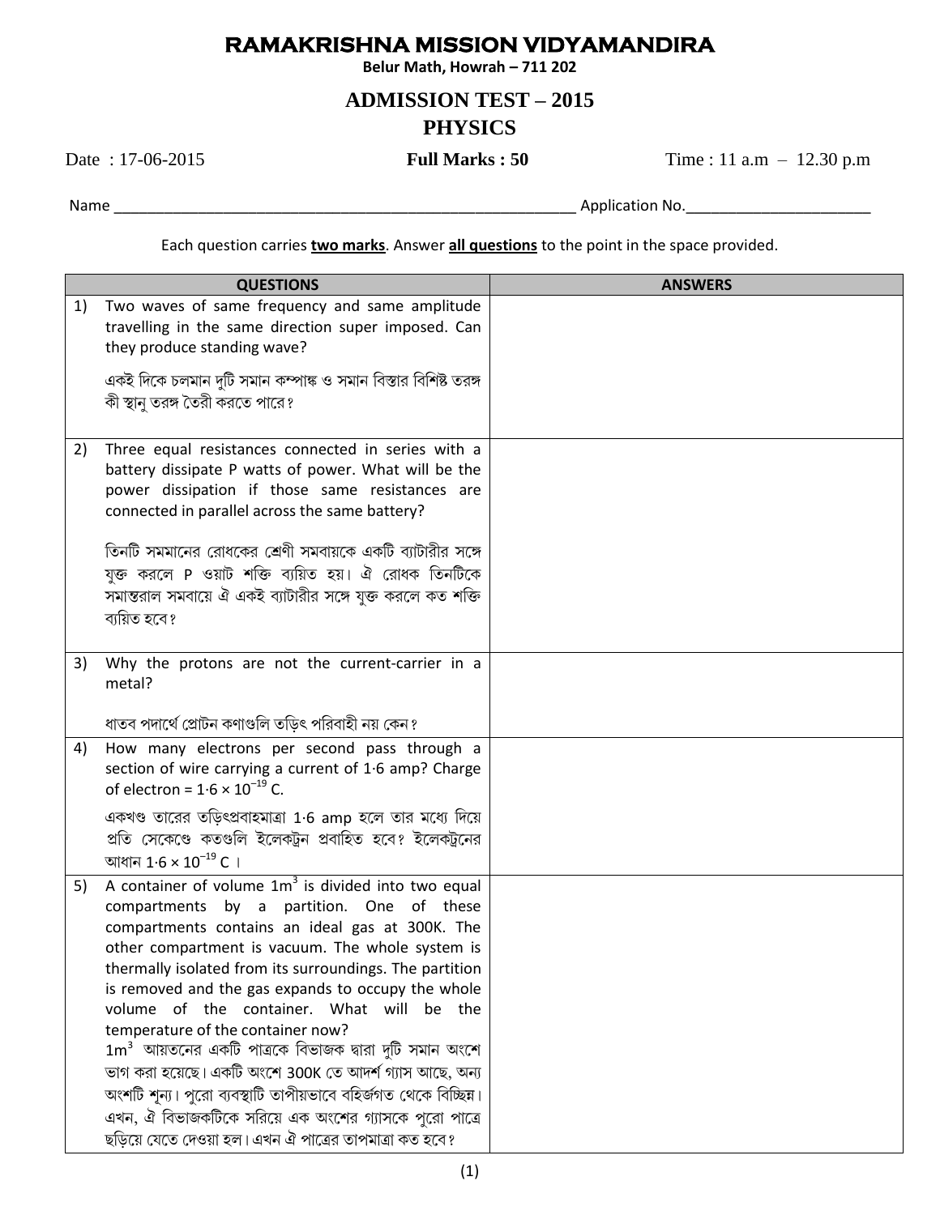# RAMAKRISHNA MISSION VIDYAMANDIRA

**Belur Math, Howrah – 711 202**

## ADMISSION TEST – 2015

## PHYSICS

Date : 17-06-2015 **Full Marks : 50** Time : 11 a.m – 12.30 p.m

Name ______________________________ Application No.______________________

Each question carries **two marks**. Answer **all questions** to the point in the space provided.

| QUESTIONS | ANSWERS |
|---|---|
| 1) Two waves of same frequency and same amplitude travelling in the same direction super imposed. Can they produce standing wave?<br><br>একই দিকে চলমান দুটি সমান কম্পাঙ্ক ও সমান বিস্তার বিশিষ্ট তরঙ্গ কী স্থানু তরঙ্গ তৈরী করতে পারে? | |
| 2) Three equal resistances connected in series with a battery dissipate P watts of power. What will be the power dissipation if those same resistances are connected in parallel across the same battery?<br><br>তিনটি সমমানের রোধকের শ্রেণী সমবায়কে একটি ব্যাটারীর সঙ্গে যুক্ত করলে P ওয়াট শক্তি ব্যয়িত হয়। ঐ রোধক তিনটিকে সমান্তরাল সমবায়ে ঐ একই ব্যাটারীর সঙ্গে যুক্ত করলে কত শক্তি ব্যয়িত হবে? | |
| 3) Why the protons are not the current-carrier in a metal?<br><br>ধাতব পদার্থে প্রোটন কণাগুলি তড়িৎ পরিবাহী নয় কেন? | |
| 4) How many electrons per second pass through a section of wire carrying a current of 1·6 amp? Charge of electron = $1{\cdot}6 \times 10^{-19}$ C.<br><br>একখণ্ড তারের তড়িৎপ্রবাহমাত্রা 1·6 amp হলে তার মধ্যে দিয়ে প্রতি সেকেণ্ডে কতগুলি ইলেকট্রন প্রবাহিত হবে? ইলেকট্রনের আধান $1{\cdot}6 \times 10^{-19}$ C। | |
| 5) A container of volume $1\text{m}^3$ is divided into two equal compartments by a partition. One of these compartments contains an ideal gas at 300K. The other compartment is vacuum. The whole system is thermally isolated from its surroundings. The partition is removed and the gas expands to occupy the whole volume of the container. What will be the temperature of the container now?<br>$1\text{m}^3$ আয়তনের একটি পাত্রকে বিভাজক দ্বারা দুটি সমান অংশে ভাগ করা হয়েছে। একটি অংশে 300K তে আদর্শ গ্যাস আছে, অন্য অংশটি শূন্য। পুরো ব্যবস্থাটি তাপীয়ভাবে বহির্জগত থেকে বিচ্ছিন্ন। এখন, ঐ বিভাজকটিকে সরিয়ে এক অংশের গ্যাসকে পুরো পাত্রে ছড়িয়ে যেতে দেওয়া হল। এখন ঐ পাত্রের তাপমাত্রা কত হবে? | |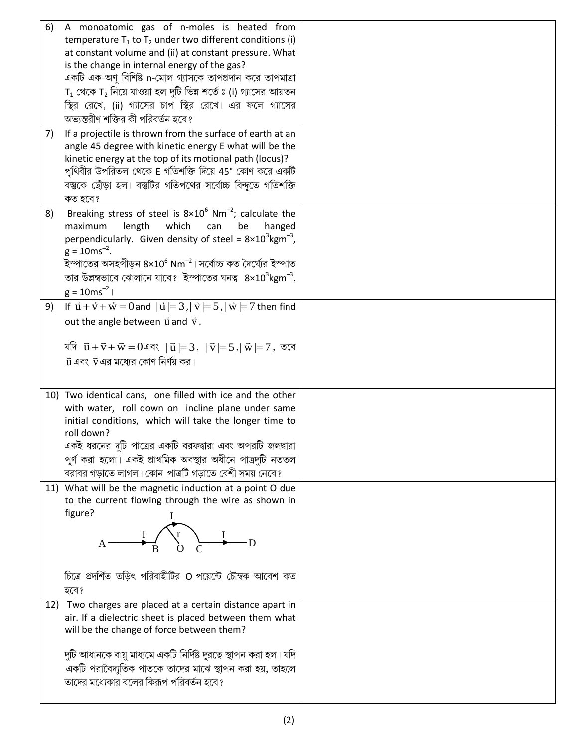| | |
|---|---|
| 6) A monoatomic gas of n-moles is heated from temperature $T_1$ to $T_2$ under two different conditions (i) at constant volume and (ii) at constant pressure. What is the change in internal energy of the gas?<br>একটি এক-অণু বিশিষ্ট n-মোল গ্যাসকে তাপপ্রদান করে তাপমাত্রা $T_1$ থেকে $T_2$ নিয়ে যাওয়া হল দুটি ভিন্ন শর্তে : (i) গ্যাসের আয়তন স্থির রেখে, (ii) গ্যাসের চাপ স্থির রেখে। এর ফলে গ্যাসের অভ্যন্তরীণ শক্তির কী পরিবর্তন হবে? | |
| 7) If a projectile is thrown from the surface of earth at an angle 45 degree with kinetic energy E what will be the kinetic energy at the top of its motional path (locus)?<br>পৃথিবীর উপরিতল থেকে E গতিশক্তি দিয়ে 45° কোণ করে একটি বস্তুকে ছোঁড়া হল। বস্তুটির গতিপথের সর্বোচ্চ বিন্দুতে গতিশক্তি কত হবে? | |
| 8) Breaking stress of steel is $8\times10^6$ $Nm^{-2}$; calculate the maximum length which can be hanged perpendicularly. Given density of steel = $8\times10^3 kgm^{-3}$, $g = 10ms^{-2}$.<br>ইস্পাতের অসহপীড়ন $8\times10^6$ $Nm^{-2}$। সর্বোচ্চ কত দৈর্ঘ্যের ইস্পাত তার উল্লম্বভাবে ঝোলানো যাবে? ইস্পাতের ঘনত্ব $8\times10^3 kgm^{-3}$, $g = 10ms^{-2}$। | |
| 9) If $\vec{u}+\vec{v}+\vec{w}=0$ and $\lvert\vec{u}\rvert=3, \lvert\vec{v}\rvert=5, \lvert\vec{w}\rvert=7$ then find out the angle between $\vec{u}$ and $\vec{v}$.<br>যদি $\vec{u}+\vec{v}+\vec{w}=0$ এবং $\lvert\vec{u}\rvert=3$, $\lvert\vec{v}\rvert=5, \lvert\vec{w}\rvert=7$, তবে $\vec{u}$ এবং $\vec{v}$ এর মধ্যের কোণ নির্ণয় কর। | |
| 10) Two identical cans, one filled with ice and the other with water, roll down on incline plane under same initial conditions, which will take the longer time to roll down?<br>একই ধরনের দুটি পাত্রের একটি বরফদ্বারা এবং অপরটি জলদ্বারা পূর্ণ করা হলো। একই প্রাথমিক অবস্থার অধীনে পাত্রদুটি নততল বরাবর গড়াতে লাগল। কোন পাত্রটি গড়াতে বেশী সময় নেবে? | |
| 11) What will be the magnetic induction at a point O due to the current flowing through the wire as shown in figure?<br>A —I→ B ⌒(r, I) C —I→ D (O: centre)<br>চিত্রে প্রদর্শিত তড়িৎ পরিবাহীটির O পয়েন্টে চৌম্বক আবেশ কত হবে? | |
| 12) Two charges are placed at a certain distance apart in air. If a dielectric sheet is placed between them what will be the change of force between them?<br>দুটি আধানকে বায়ু মাধ্যমে একটি নির্দিষ্ট দূরত্বে স্থাপন করা হল। যদি একটি পরাবৈদ্যুতিক পাতকে তাদের মাঝে স্থাপন করা হয়, তাহলে তাদের মধ্যেকার বলের কিরূপ পরিবর্তন হবে? | |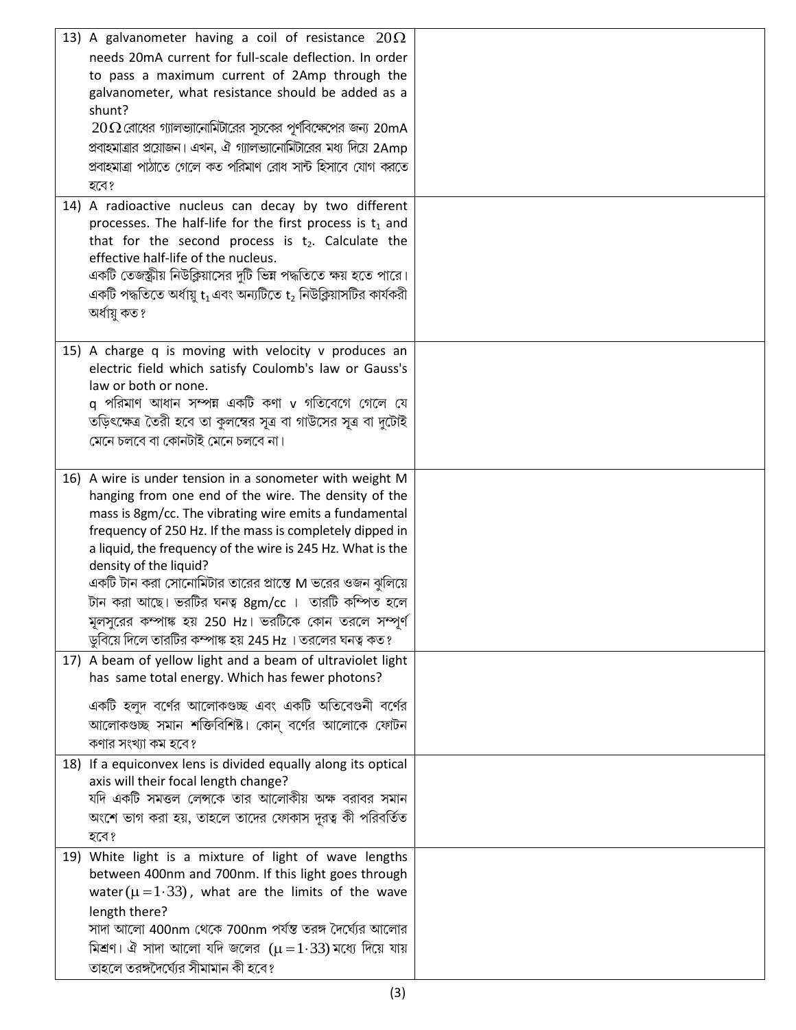| | |
|---|---|
| 13) A galvanometer having a coil of resistance $20\Omega$ needs 20mA current for full-scale deflection. In order to pass a maximum current of 2Amp through the galvanometer, what resistance should be added as a shunt?<br>$20\Omega$ রোধের গ্যালভ্যানোমিটারের সূচকের পূর্ণবিক্ষেপের জন্য 20mA প্রবাহমাত্রার প্রয়োজন। এখন, ঐ গ্যালভ্যানোমিটারের মধ্য দিয়ে 2Amp প্রবাহমাত্রা পাঠাতে গেলে কত পরিমাণ রোধ সান্ট হিসাবে যোগ করতে হবে? | |
| 14) A radioactive nucleus can decay by two different processes. The half-life for the first process is $t_1$ and that for the second process is $t_2$. Calculate the effective half-life of the nucleus.<br>একটি তেজস্ক্রীয় নিউক্লিয়াসের দুটি ভিন্ন পদ্ধতিতে ক্ষয় হতে পারে। একটি পদ্ধতিতে অর্ধায়ু $t_1$ এবং অন্যটিতে $t_2$ নিউক্লিয়াসটির কার্যকরী অর্ধায়ু কত? | |
| 15) A charge q is moving with velocity v produces an electric field which satisfy Coulomb's law or Gauss's law or both or none.<br>q পরিমাণ আধান সম্পন্ন একটি কণা v গতিবেগে গেলে যে তড়িৎক্ষেত্র তৈরী হবে তা কুলম্বের সূত্র বা গাউসের সূত্র বা দুটোই মেনে চলবে বা কোনটাই মেনে চলবে না। | |
| 16) A wire is under tension in a sonometer with weight M hanging from one end of the wire. The density of the mass is 8gm/cc. The vibrating wire emits a fundamental frequency of 250 Hz. If the mass is completely dipped in a liquid, the frequency of the wire is 245 Hz. What is the density of the liquid?<br>একটি টান করা সোনোমিটার তারের প্রান্তে M ভরের ওজন ঝুলিয়ে টান করা আছে। ভরটির ঘনত্ব 8gm/cc । তারটি কম্পিত হলে মূলসুরের কম্পাঙ্ক হয় 250 Hz। ভরটিকে কোন তরলে সম্পূর্ণ ডুবিয়ে দিলে তারটির কম্পাঙ্ক হয় 245 Hz । তরলের ঘনত্ব কত? | |
| 17) A beam of yellow light and a beam of ultraviolet light has same total energy. Which has fewer photons?<br>একটি হলুদ বর্ণের আলোকগুচ্ছ এবং একটি অতিবেগুনী বর্ণের আলোকগুচ্ছ সমান শক্তিবিশিষ্ট। কোন্ বর্ণের আলোকে ফোটন কণার সংখ্যা কম হবে? | |
| 18) If a equiconvex lens is divided equally along its optical axis will their focal length change?<br>যদি একটি সমত্তল লেন্সকে তার আলোকীয় অক্ষ বরাবর সমান অংশে ভাগ করা হয়, তাহলে তাদের ফোকাস দূরত্ব কী পরিবর্তিত হবে? | |
| 19) White light is a mixture of light of wave lengths between 400nm and 700nm. If this light goes through water $(\mu = 1 \cdot 33)$, what are the limits of the wave length there?<br>সাদা আলো 400nm থেকে 700nm পর্যন্ত তরঙ্গ দৈর্ঘ্যের আলোর মিশ্রণ। ঐ সাদা আলো যদি জলের $(\mu = 1 \cdot 33)$ মধ্যে দিয়ে যায় তাহলে তরঙ্গদৈর্ঘ্যের সীমামান কী হবে? | |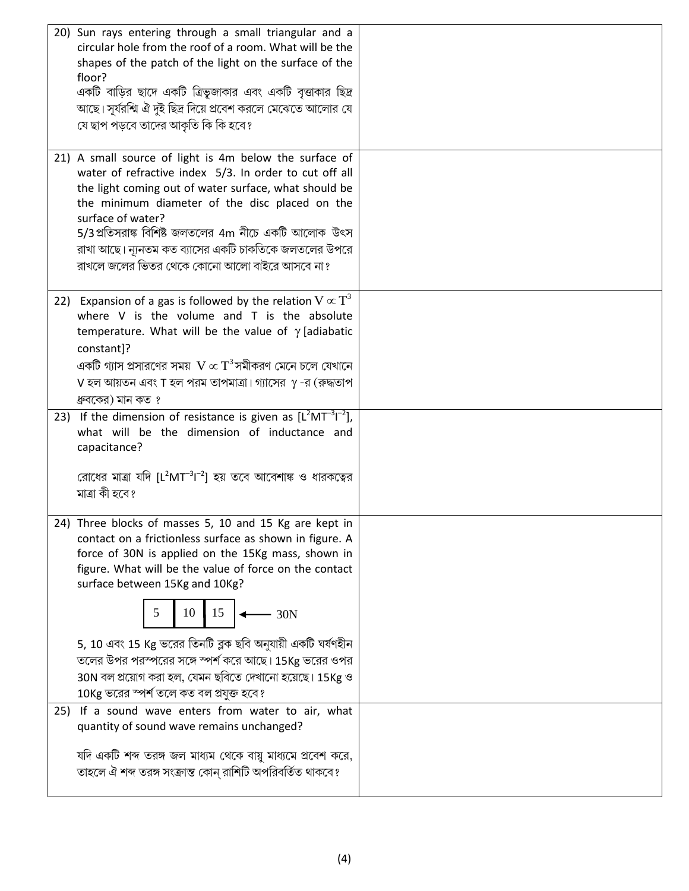| | |
|---|---|
| 20) Sun rays entering through a small triangular and a circular hole from the roof of a room. What will be the shapes of the patch of the light on the surface of the floor?<br>একটি বাড়ির ছাদে একটি ত্রিভুজাকার এবং একটি বৃত্তাকার ছিদ্র আছে। সূর্যরশ্মি ঐ দুই ছিদ্র দিয়ে প্রবেশ করলে মেঝেতে আলোর যে যে ছাপ পড়বে তাদের আকৃতি কি কি হবে? | |
| 21) A small source of light is 4m below the surface of water of refractive index 5/3. In order to cut off all the light coming out of water surface, what should be the minimum diameter of the disc placed on the surface of water?<br>5/3 প্রতিসরাঙ্ক বিশিষ্ট জলতলের 4m নীচে একটি আলোক উৎস রাখা আছে। ন্যূনতম কত ব্যাসের একটি চাকতিকে জলতলের উপরে রাখলে জলের ভিতর থেকে কোনো আলো বাইরে আসবে না? | |
| 22) Expansion of a gas is followed by the relation $V \propto T^3$ where V is the volume and T is the absolute temperature. What will be the value of $\gamma$ [adiabatic constant]?<br>একটি গ্যাস প্রসারণের সময় $V \propto T^3$ সমীকরণ মেনে চলে যেখানে V হল আয়তন এবং T হল পরম তাপমাত্রা। গ্যাসের $\gamma$ -র (রুদ্ধতাপ ধ্রুবকের) মান কত ? | |
| 23) If the dimension of resistance is given as $[L^2MT^{-3}I^{-2}]$, what will be the dimension of inductance and capacitance?<br>রোধের মাত্রা যদি $[L^2MT^{-3}I^{-2}]$ হয় তবে আবেশাঙ্ক ও ধারকত্বের মাত্রা কী হবে? | |
| 24) Three blocks of masses 5, 10 and 15 Kg are kept in contact on a frictionless surface as shown in figure. A force of 30N is applied on the 15Kg mass, shown in figure. What will be the value of force on the contact surface between 15Kg and 10Kg?<br>[ 5 ][ 10 ][ 15 ] ← 30N<br>5, 10 এবং 15 Kg ভরের তিনটি ব্লক ছবি অনুযায়ী একটি ঘর্ষণহীন তলের উপর পরস্পরের সঙ্গে স্পর্শ করে আছে। 15Kg ভরের ওপর 30N বল প্রয়োগ করা হল, যেমন ছবিতে দেখানো হয়েছে। 15Kg ও 10Kg ভরের স্পর্শ তলে কত বল প্রযুক্ত হবে? | |
| 25) If a sound wave enters from water to air, what quantity of sound wave remains unchanged?<br>যদি একটি শব্দ তরঙ্গ জল মাধ্যম থেকে বায়ু মাধ্যমে প্রবেশ করে, তাহলে ঐ শব্দ তরঙ্গ সংক্রান্ত কোন্ রাশিটি অপরিবর্তিত থাকবে? | |